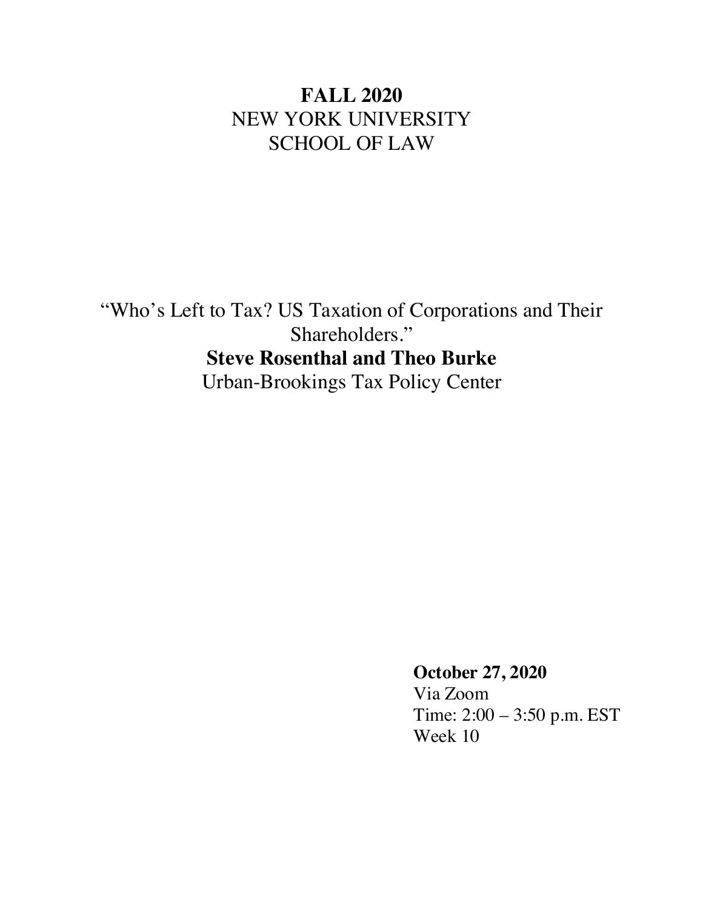**FALL 2020**

NEW YORK UNIVERSITY

SCHOOL OF LAW

"Who's Left to Tax? US Taxation of Corporations and Their Shareholders."

**Steve Rosenthal and Theo Burke**

Urban-Brookings Tax Policy Center

**October 27, 2020**

Via Zoom

Time: 2:00 – 3:50 p.m. EST

Week 10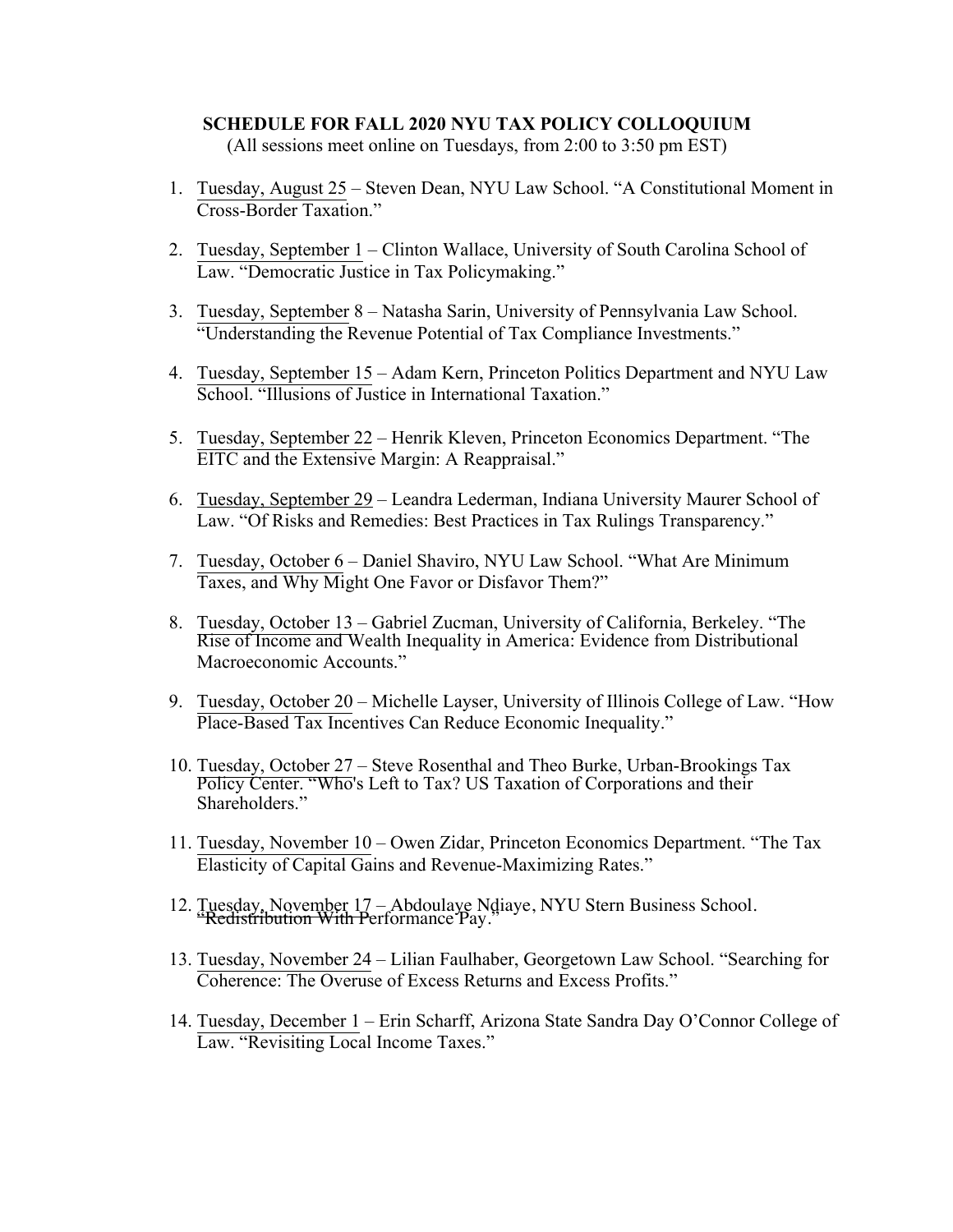**SCHEDULE FOR FALL 2020 NYU TAX POLICY COLLOQUIUM**

(All sessions meet online on Tuesdays, from 2:00 to 3:50 pm EST)

1. Tuesday, August 25 – Steven Dean, NYU Law School. "A Constitutional Moment in Cross-Border Taxation."

2. Tuesday, September 1 – Clinton Wallace, University of South Carolina School of Law. "Democratic Justice in Tax Policymaking."

3. Tuesday, September 8 – Natasha Sarin, University of Pennsylvania Law School. "Understanding the Revenue Potential of Tax Compliance Investments."

4. Tuesday, September 15 – Adam Kern, Princeton Politics Department and NYU Law School. "Illusions of Justice in International Taxation."

5. Tuesday, September 22 – Henrik Kleven, Princeton Economics Department. "The EITC and the Extensive Margin: A Reappraisal."

6. Tuesday, September 29 – Leandra Lederman, Indiana University Maurer School of Law. "Of Risks and Remedies: Best Practices in Tax Rulings Transparency."

7. Tuesday, October 6 – Daniel Shaviro, NYU Law School. "What Are Minimum Taxes, and Why Might One Favor or Disfavor Them?"

8. Tuesday, October 13 – Gabriel Zucman, University of California, Berkeley. "The Rise of Income and Wealth Inequality in America: Evidence from Distributional Macroeconomic Accounts."

9. Tuesday, October 20 – Michelle Layser, University of Illinois College of Law. "How Place-Based Tax Incentives Can Reduce Economic Inequality."

10. Tuesday, October 27 – Steve Rosenthal and Theo Burke, Urban-Brookings Tax Policy Center. "Who's Left to Tax? US Taxation of Corporations and their Shareholders."

11. Tuesday, November 10 – Owen Zidar, Princeton Economics Department. "The Tax Elasticity of Capital Gains and Revenue-Maximizing Rates."

12. Tuesday, November 17 – Abdoulaye Ndiaye, NYU Stern Business School. "Redistribution With Performance Pay."

13. Tuesday, November 24 – Lilian Faulhaber, Georgetown Law School. "Searching for Coherence: The Overuse of Excess Returns and Excess Profits."

14. Tuesday, December 1 – Erin Scharff, Arizona State Sandra Day O'Connor College of Law. "Revisiting Local Income Taxes."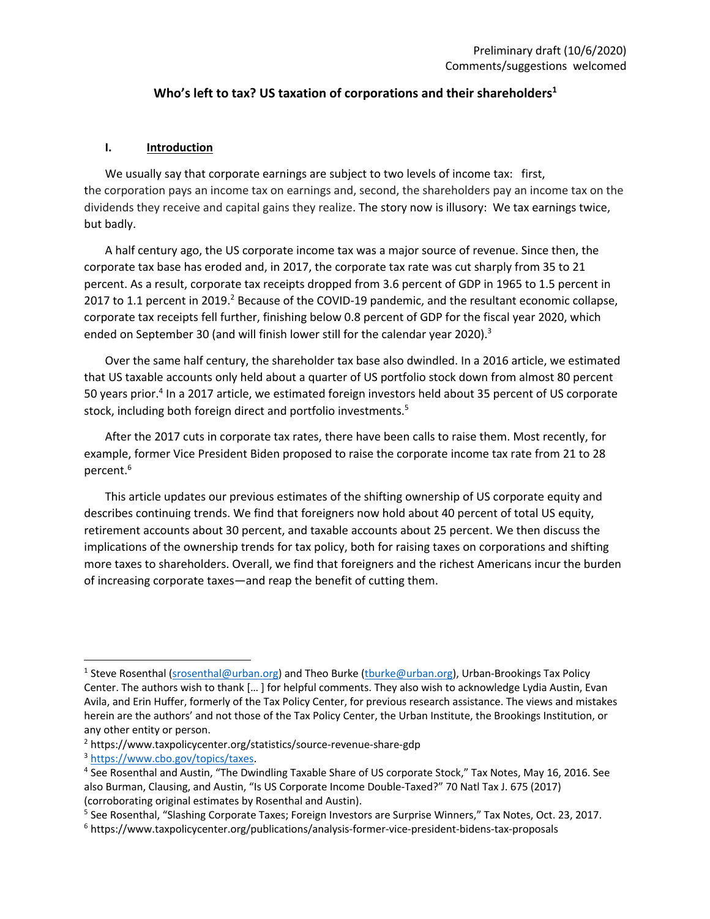Preliminary draft (10/6/2020)
Comments/suggestions welcomed

# Who's left to tax? US taxation of corporations and their shareholders[1]

## I. Introduction

We usually say that corporate earnings are subject to two levels of income tax: first, the corporation pays an income tax on earnings and, second, the shareholders pay an income tax on the dividends they receive and capital gains they realize. The story now is illusory: We tax earnings twice, but badly.

A half century ago, the US corporate income tax was a major source of revenue. Since then, the corporate tax base has eroded and, in 2017, the corporate tax rate was cut sharply from 35 to 21 percent. As a result, corporate tax receipts dropped from 3.6 percent of GDP in 1965 to 1.5 percent in 2017 to 1.1 percent in 2019.[2] Because of the COVID-19 pandemic, and the resultant economic collapse, corporate tax receipts fell further, finishing below 0.8 percent of GDP for the fiscal year 2020, which ended on September 30 (and will finish lower still for the calendar year 2020).[3]

Over the same half century, the shareholder tax base also dwindled. In a 2016 article, we estimated that US taxable accounts only held about a quarter of US portfolio stock down from almost 80 percent 50 years prior.[4] In a 2017 article, we estimated foreign investors held about 35 percent of US corporate stock, including both foreign direct and portfolio investments.[5]

After the 2017 cuts in corporate tax rates, there have been calls to raise them. Most recently, for example, former Vice President Biden proposed to raise the corporate income tax rate from 21 to 28 percent.[6]

This article updates our previous estimates of the shifting ownership of US corporate equity and describes continuing trends. We find that foreigners now hold about 40 percent of total US equity, retirement accounts about 30 percent, and taxable accounts about 25 percent. We then discuss the implications of the ownership trends for tax policy, both for raising taxes on corporations and shifting more taxes to shareholders. Overall, we find that foreigners and the richest Americans incur the burden of increasing corporate taxes—and reap the benefit of cutting them.

---

[1] Steve Rosenthal (srosenthal@urban.org) and Theo Burke (tburke@urban.org), Urban-Brookings Tax Policy Center. The authors wish to thank [… ] for helpful comments. They also wish to acknowledge Lydia Austin, Evan Avila, and Erin Huffer, formerly of the Tax Policy Center, for previous research assistance. The views and mistakes herein are the authors' and not those of the Tax Policy Center, the Urban Institute, the Brookings Institution, or any other entity or person.

[2] https://www.taxpolicycenter.org/statistics/source-revenue-share-gdp

[3] https://www.cbo.gov/topics/taxes.

[4] See Rosenthal and Austin, "The Dwindling Taxable Share of US corporate Stock," Tax Notes, May 16, 2016. See also Burman, Clausing, and Austin, "Is US Corporate Income Double-Taxed?" 70 Natl Tax J. 675 (2017) (corroborating original estimates by Rosenthal and Austin).

[5] See Rosenthal, "Slashing Corporate Taxes; Foreign Investors are Surprise Winners," Tax Notes, Oct. 23, 2017.

[6] https://www.taxpolicycenter.org/publications/analysis-former-vice-president-bidens-tax-proposals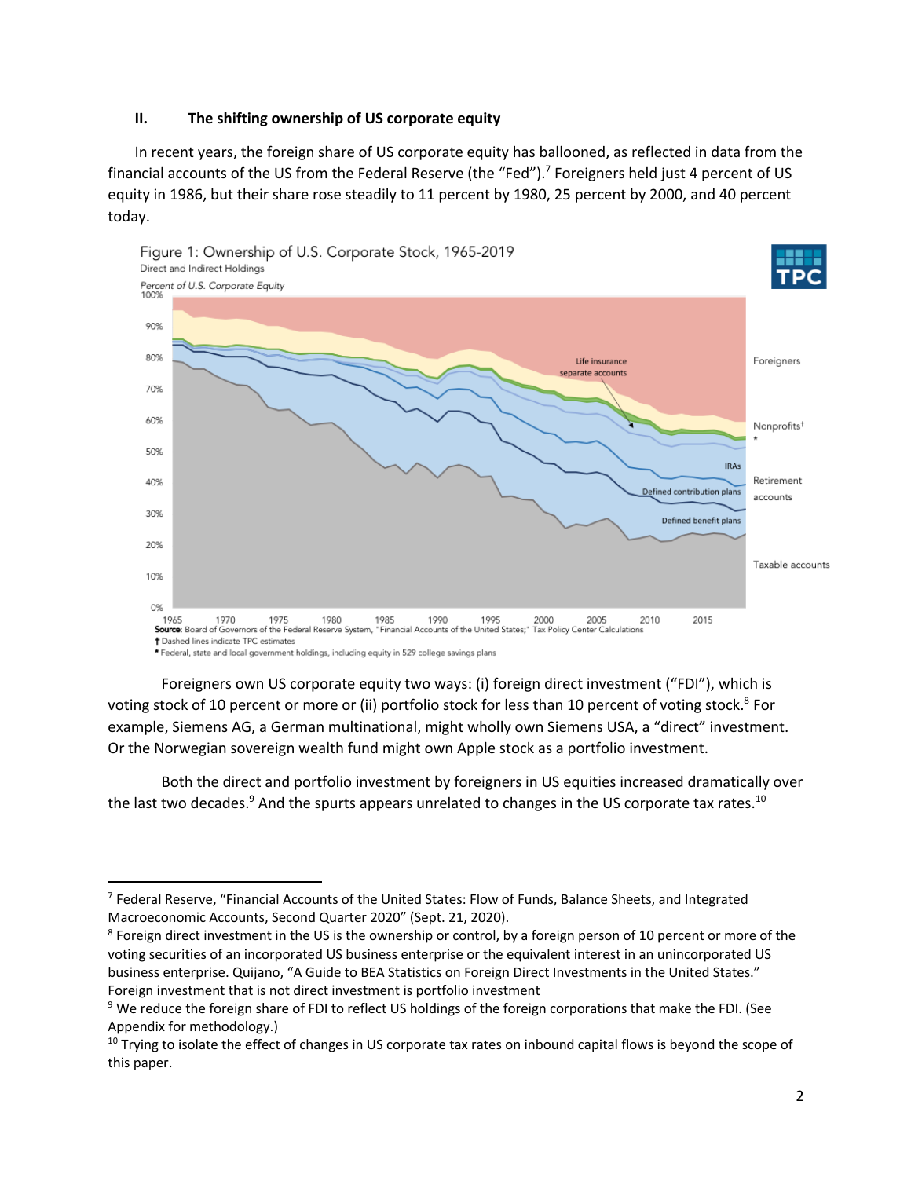## II. The shifting ownership of US corporate equity

In recent years, the foreign share of US corporate equity has ballooned, as reflected in data from the financial accounts of the US from the Federal Reserve (the "Fed").[7] Foreigners held just 4 percent of US equity in 1986, but their share rose steadily to 11 percent by 1980, 25 percent by 2000, and 40 percent today.

Figure 1: Ownership of U.S. Corporate Stock, 1965-2019
Direct and Indirect Holdings
Percent of U.S. Corporate Equity

Source: Board of Governors of the Federal Reserve System, "Financial Accounts of the United States;" Tax Policy Center Calculations
† Dashed lines indicate TPC estimates
* Federal, state and local government holdings, including equity in 529 college savings plans

Foreigners own US corporate equity two ways: (i) foreign direct investment ("FDI"), which is voting stock of 10 percent or more or (ii) portfolio stock for less than 10 percent of voting stock.[8] For example, Siemens AG, a German multinational, might wholly own Siemens USA, a "direct" investment. Or the Norwegian sovereign wealth fund might own Apple stock as a portfolio investment.

Both the direct and portfolio investment by foreigners in US equities increased dramatically over the last two decades.[9] And the spurts appears unrelated to changes in the US corporate tax rates.[10]

---

[7] Federal Reserve, "Financial Accounts of the United States: Flow of Funds, Balance Sheets, and Integrated Macroeconomic Accounts, Second Quarter 2020" (Sept. 21, 2020).

[8] Foreign direct investment in the US is the ownership or control, by a foreign person of 10 percent or more of the voting securities of an incorporated US business enterprise or the equivalent interest in an unincorporated US business enterprise. Quijano, "A Guide to BEA Statistics on Foreign Direct Investments in the United States." Foreign investment that is not direct investment is portfolio investment

[9] We reduce the foreign share of FDI to reflect US holdings of the foreign corporations that make the FDI. (See Appendix for methodology.)

[10] Trying to isolate the effect of changes in US corporate tax rates on inbound capital flows is beyond the scope of this paper.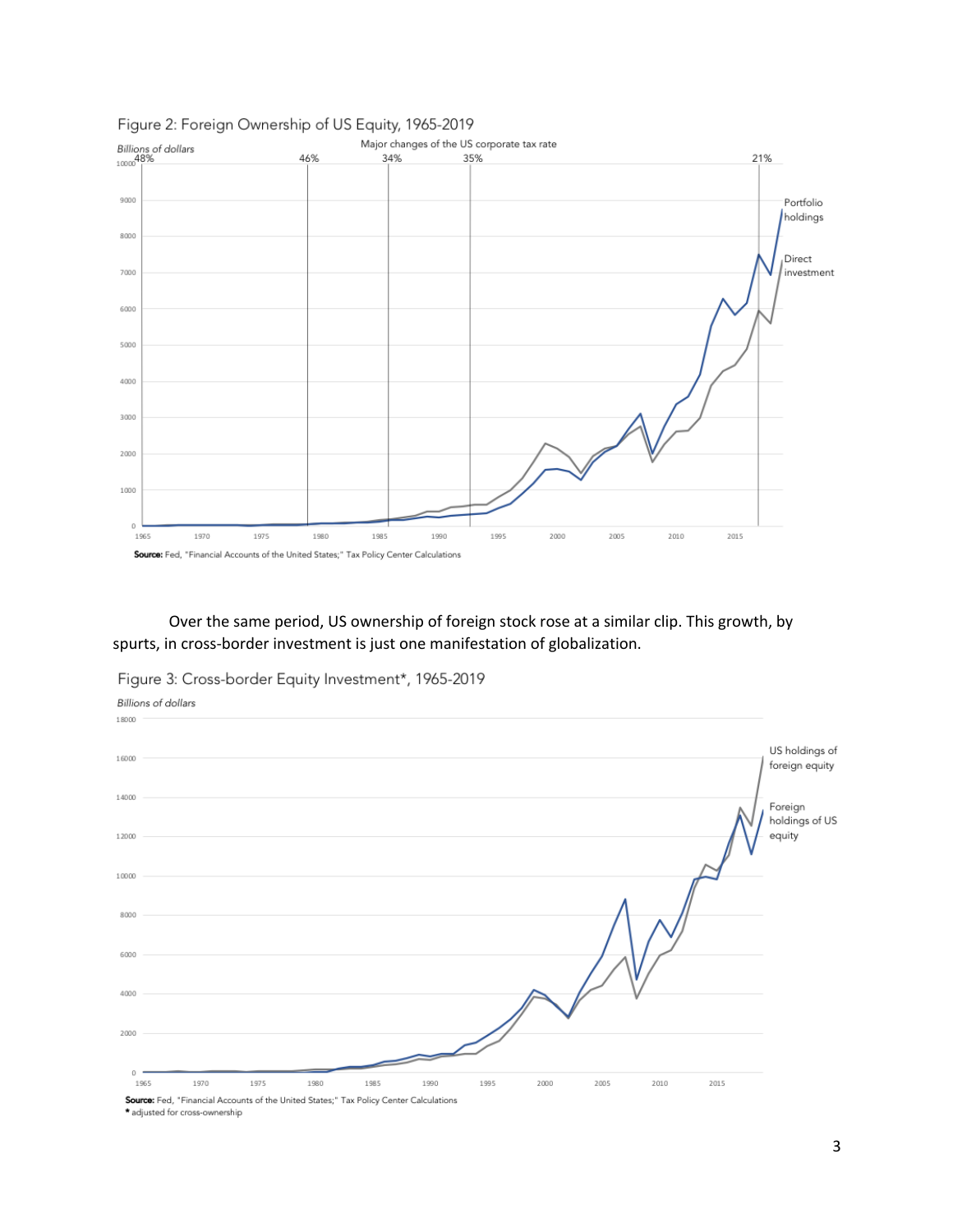Figure 2: Foreign Ownership of US Equity, 1965-2019

Source: Fed, "Financial Accounts of the United States;" Tax Policy Center Calculations

Over the same period, US ownership of foreign stock rose at a similar clip. This growth, by spurts, in cross-border investment is just one manifestation of globalization.

Figure 3: Cross-border Equity Investment*, 1965-2019

Source: Fed, "Financial Accounts of the United States;" Tax Policy Center Calculations
* adjusted for cross-ownership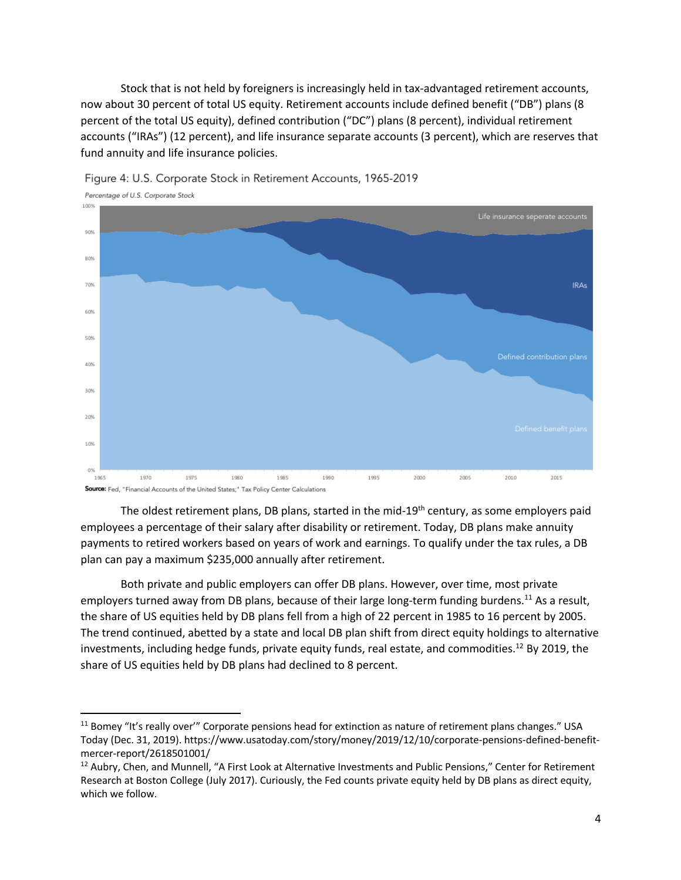Stock that is not held by foreigners is increasingly held in tax-advantaged retirement accounts, now about 30 percent of total US equity. Retirement accounts include defined benefit ("DB") plans (8 percent of the total US equity), defined contribution ("DC") plans (8 percent), individual retirement accounts ("IRAs") (12 percent), and life insurance separate accounts (3 percent), which are reserves that fund annuity and life insurance policies.

Figure 4: U.S. Corporate Stock in Retirement Accounts, 1965-2019

*Percentage of U.S. Corporate Stock*

**Source:** Fed, "Financial Accounts of the United States;" Tax Policy Center Calculations

The oldest retirement plans, DB plans, started in the mid-19th century, as some employers paid employees a percentage of their salary after disability or retirement. Today, DB plans make annuity payments to retired workers based on years of work and earnings. To qualify under the tax rules, a DB plan can pay a maximum $235,000 annually after retirement.

Both private and public employers can offer DB plans. However, over time, most private employers turned away from DB plans, because of their large long-term funding burdens.[11] As a result, the share of US equities held by DB plans fell from a high of 22 percent in 1985 to 16 percent by 2005. The trend continued, abetted by a state and local DB plan shift from direct equity holdings to alternative investments, including hedge funds, private equity funds, real estate, and commodities.[12] By 2019, the share of US equities held by DB plans had declined to 8 percent.

[11] Bomey "It's really over'" Corporate pensions head for extinction as nature of retirement plans changes." USA Today (Dec. 31, 2019). https://www.usatoday.com/story/money/2019/12/10/corporate-pensions-defined-benefit-mercer-report/2618501001/

[12] Aubry, Chen, and Munnell, "A First Look at Alternative Investments and Public Pensions," Center for Retirement Research at Boston College (July 2017). Curiously, the Fed counts private equity held by DB plans as direct equity, which we follow.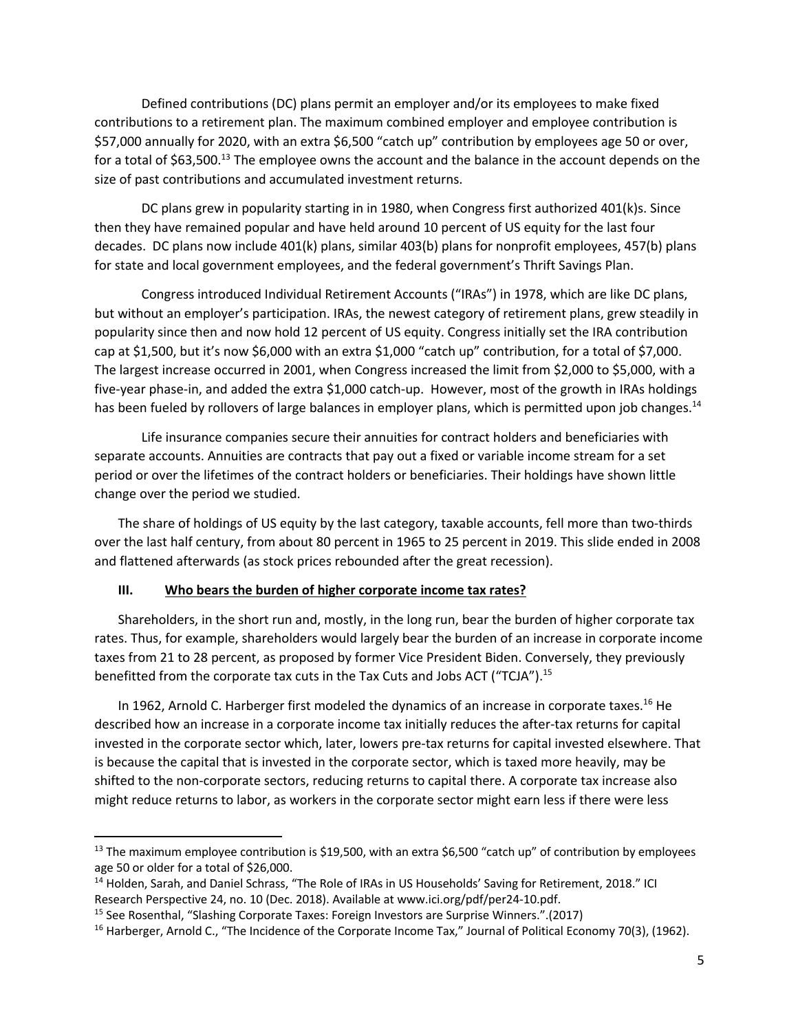Defined contributions (DC) plans permit an employer and/or its employees to make fixed contributions to a retirement plan. The maximum combined employer and employee contribution is $57,000 annually for 2020, with an extra $6,500 "catch up" contribution by employees age 50 or over, for a total of $63,500.[13] The employee owns the account and the balance in the account depends on the size of past contributions and accumulated investment returns.

DC plans grew in popularity starting in in 1980, when Congress first authorized 401(k)s. Since then they have remained popular and have held around 10 percent of US equity for the last four decades. DC plans now include 401(k) plans, similar 403(b) plans for nonprofit employees, 457(b) plans for state and local government employees, and the federal government's Thrift Savings Plan.

Congress introduced Individual Retirement Accounts ("IRAs") in 1978, which are like DC plans, but without an employer's participation. IRAs, the newest category of retirement plans, grew steadily in popularity since then and now hold 12 percent of US equity. Congress initially set the IRA contribution cap at $1,500, but it's now $6,000 with an extra $1,000 "catch up" contribution, for a total of $7,000. The largest increase occurred in 2001, when Congress increased the limit from $2,000 to $5,000, with a five-year phase-in, and added the extra $1,000 catch-up. However, most of the growth in IRAs holdings has been fueled by rollovers of large balances in employer plans, which is permitted upon job changes.[14]

Life insurance companies secure their annuities for contract holders and beneficiaries with separate accounts. Annuities are contracts that pay out a fixed or variable income stream for a set period or over the lifetimes of the contract holders or beneficiaries. Their holdings have shown little change over the period we studied.

The share of holdings of US equity by the last category, taxable accounts, fell more than two-thirds over the last half century, from about 80 percent in 1965 to 25 percent in 2019. This slide ended in 2008 and flattened afterwards (as stock prices rebounded after the great recession).

## III. Who bears the burden of higher corporate income tax rates?

Shareholders, in the short run and, mostly, in the long run, bear the burden of higher corporate tax rates. Thus, for example, shareholders would largely bear the burden of an increase in corporate income taxes from 21 to 28 percent, as proposed by former Vice President Biden. Conversely, they previously benefitted from the corporate tax cuts in the Tax Cuts and Jobs ACT ("TCJA").[15]

In 1962, Arnold C. Harberger first modeled the dynamics of an increase in corporate taxes.[16] He described how an increase in a corporate income tax initially reduces the after-tax returns for capital invested in the corporate sector which, later, lowers pre-tax returns for capital invested elsewhere. That is because the capital that is invested in the corporate sector, which is taxed more heavily, may be shifted to the non-corporate sectors, reducing returns to capital there. A corporate tax increase also might reduce returns to labor, as workers in the corporate sector might earn less if there were less

---

[13] The maximum employee contribution is $19,500, with an extra $6,500 "catch up" of contribution by employees age 50 or older for a total of $26,000.

[14] Holden, Sarah, and Daniel Schrass, "The Role of IRAs in US Households' Saving for Retirement, 2018." ICI Research Perspective 24, no. 10 (Dec. 2018). Available at www.ici.org/pdf/per24-10.pdf.

[15] See Rosenthal, "Slashing Corporate Taxes: Foreign Investors are Surprise Winners.".(2017)

[16] Harberger, Arnold C., "The Incidence of the Corporate Income Tax," Journal of Political Economy 70(3), (1962).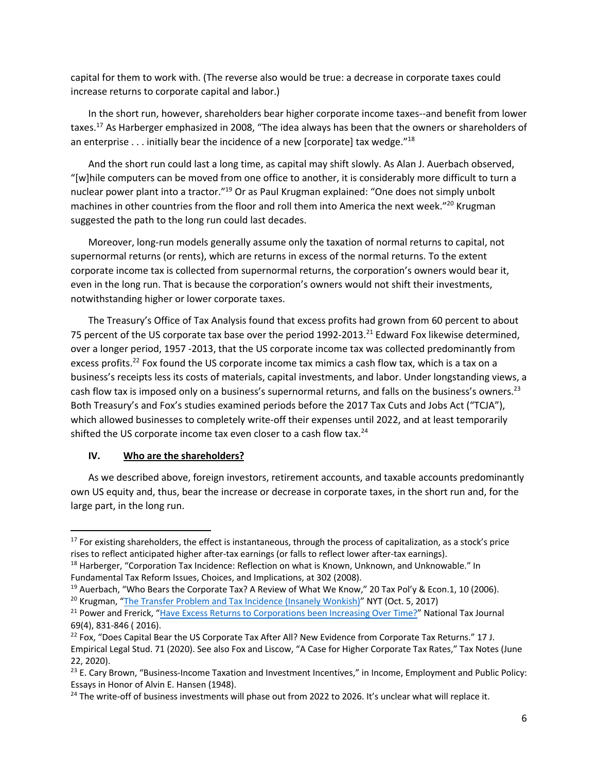capital for them to work with. (The reverse also would be true: a decrease in corporate taxes could increase returns to corporate capital and labor.)

In the short run, however, shareholders bear higher corporate income taxes--and benefit from lower taxes.[17] As Harberger emphasized in 2008, "The idea always has been that the owners or shareholders of an enterprise . . . initially bear the incidence of a new [corporate] tax wedge."[18]

And the short run could last a long time, as capital may shift slowly. As Alan J. Auerbach observed, "[w]hile computers can be moved from one office to another, it is considerably more difficult to turn a nuclear power plant into a tractor."[19] Or as Paul Krugman explained: "One does not simply unbolt machines in other countries from the floor and roll them into America the next week."[20] Krugman suggested the path to the long run could last decades.

Moreover, long-run models generally assume only the taxation of normal returns to capital, not supernormal returns (or rents), which are returns in excess of the normal returns. To the extent corporate income tax is collected from supernormal returns, the corporation's owners would bear it, even in the long run. That is because the corporation's owners would not shift their investments, notwithstanding higher or lower corporate taxes.

The Treasury's Office of Tax Analysis found that excess profits had grown from 60 percent to about 75 percent of the US corporate tax base over the period 1992-2013.[21] Edward Fox likewise determined, over a longer period, 1957 -2013, that the US corporate income tax was collected predominantly from excess profits.[22] Fox found the US corporate income tax mimics a cash flow tax, which is a tax on a business's receipts less its costs of materials, capital investments, and labor. Under longstanding views, a cash flow tax is imposed only on a business's supernormal returns, and falls on the business's owners.[23] Both Treasury's and Fox's studies examined periods before the 2017 Tax Cuts and Jobs Act ("TCJA"), which allowed businesses to completely write-off their expenses until 2022, and at least temporarily shifted the US corporate income tax even closer to a cash flow tax.[24]

## IV. Who are the shareholders?

As we described above, foreign investors, retirement accounts, and taxable accounts predominantly own US equity and, thus, bear the increase or decrease in corporate taxes, in the short run and, for the large part, in the long run.

---

[17] For existing shareholders, the effect is instantaneous, through the process of capitalization, as a stock's price rises to reflect anticipated higher after-tax earnings (or falls to reflect lower after-tax earnings).

[18] Harberger, "Corporation Tax Incidence: Reflection on what is Known, Unknown, and Unknowable." In Fundamental Tax Reform Issues, Choices, and Implications, at 302 (2008).

[19] Auerbach, "Who Bears the Corporate Tax? A Review of What We Know," 20 Tax Pol'y & Econ.1, 10 (2006).

[20] Krugman, "The Transfer Problem and Tax Incidence (Insanely Wonkish)" NYT (Oct. 5, 2017)

[21] Power and Frerick, "Have Excess Returns to Corporations been Increasing Over Time?" National Tax Journal 69(4), 831-846 ( 2016).

[22] Fox, "Does Capital Bear the US Corporate Tax After All? New Evidence from Corporate Tax Returns." 17 J. Empirical Legal Stud. 71 (2020). See also Fox and Liscow, "A Case for Higher Corporate Tax Rates," Tax Notes (June 22, 2020).

[23] E. Cary Brown, "Business-Income Taxation and Investment Incentives," in Income, Employment and Public Policy: Essays in Honor of Alvin E. Hansen (1948).

[24] The write-off of business investments will phase out from 2022 to 2026. It's unclear what will replace it.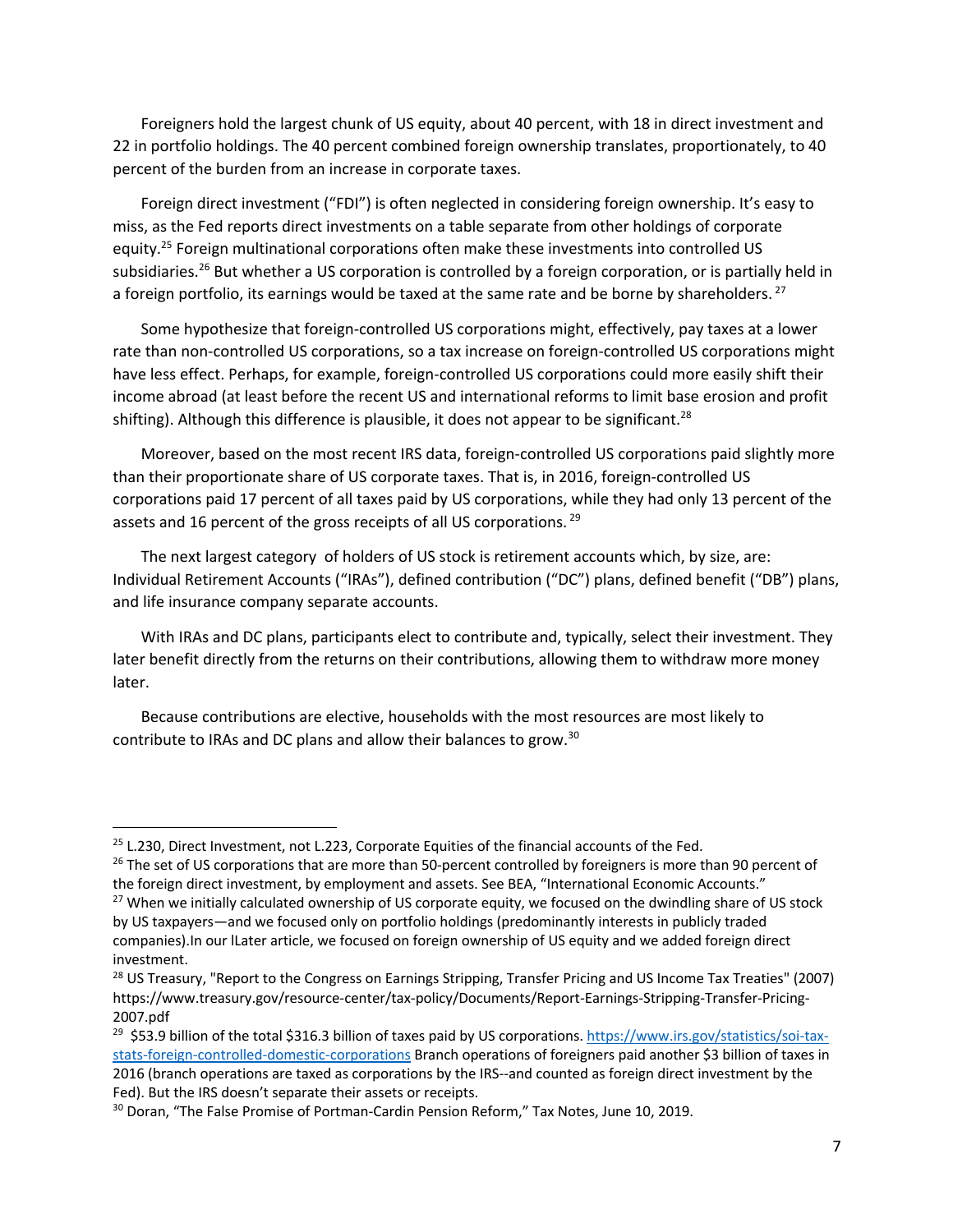Foreigners hold the largest chunk of US equity, about 40 percent, with 18 in direct investment and 22 in portfolio holdings. The 40 percent combined foreign ownership translates, proportionately, to 40 percent of the burden from an increase in corporate taxes.

Foreign direct investment ("FDI") is often neglected in considering foreign ownership. It's easy to miss, as the Fed reports direct investments on a table separate from other holdings of corporate equity.[25] Foreign multinational corporations often make these investments into controlled US subsidiaries.[26] But whether a US corporation is controlled by a foreign corporation, or is partially held in a foreign portfolio, its earnings would be taxed at the same rate and be borne by shareholders.[27]

Some hypothesize that foreign-controlled US corporations might, effectively, pay taxes at a lower rate than non-controlled US corporations, so a tax increase on foreign-controlled US corporations might have less effect. Perhaps, for example, foreign-controlled US corporations could more easily shift their income abroad (at least before the recent US and international reforms to limit base erosion and profit shifting). Although this difference is plausible, it does not appear to be significant.[28]

Moreover, based on the most recent IRS data, foreign-controlled US corporations paid slightly more than their proportionate share of US corporate taxes. That is, in 2016, foreign-controlled US corporations paid 17 percent of all taxes paid by US corporations, while they had only 13 percent of the assets and 16 percent of the gross receipts of all US corporations.[29]

The next largest category of holders of US stock is retirement accounts which, by size, are: Individual Retirement Accounts ("IRAs"), defined contribution ("DC") plans, defined benefit ("DB") plans, and life insurance company separate accounts.

With IRAs and DC plans, participants elect to contribute and, typically, select their investment. They later benefit directly from the returns on their contributions, allowing them to withdraw more money later.

Because contributions are elective, households with the most resources are most likely to contribute to IRAs and DC plans and allow their balances to grow.[30]

---

[25] L.230, Direct Investment, not L.223, Corporate Equities of the financial accounts of the Fed.

[26] The set of US corporations that are more than 50-percent controlled by foreigners is more than 90 percent of the foreign direct investment, by employment and assets. See BEA, "International Economic Accounts."

[27] When we initially calculated ownership of US corporate equity, we focused on the dwindling share of US stock by US taxpayers—and we focused only on portfolio holdings (predominantly interests in publicly traded companies).In our lLater article, we focused on foreign ownership of US equity and we added foreign direct investment.

[28] US Treasury, "Report to the Congress on Earnings Stripping, Transfer Pricing and US Income Tax Treaties" (2007) https://www.treasury.gov/resource-center/tax-policy/Documents/Report-Earnings-Stripping-Transfer-Pricing-2007.pdf

[29] $53.9 billion of the total $316.3 billion of taxes paid by US corporations. https://www.irs.gov/statistics/soi-tax-stats-foreign-controlled-domestic-corporations Branch operations of foreigners paid another $3 billion of taxes in 2016 (branch operations are taxed as corporations by the IRS--and counted as foreign direct investment by the Fed). But the IRS doesn't separate their assets or receipts.

[30] Doran, "The False Promise of Portman-Cardin Pension Reform," Tax Notes, June 10, 2019.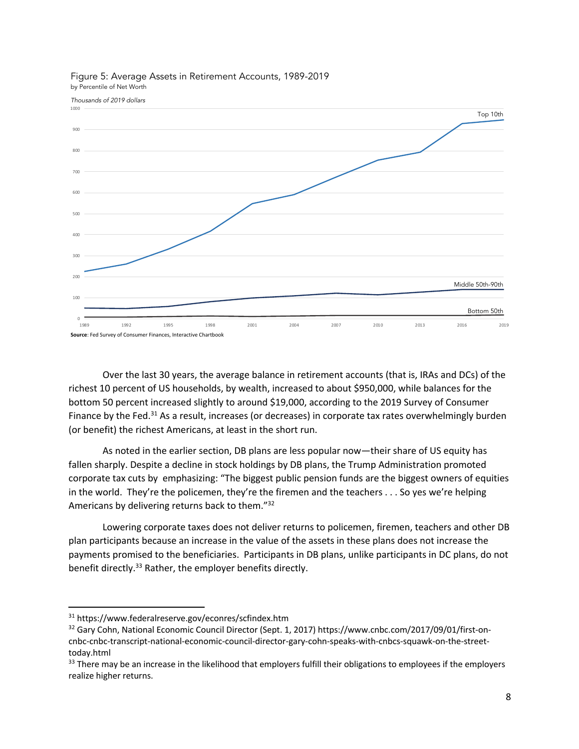Figure 5: Average Assets in Retirement Accounts, 1989-2019
by Percentile of Net Worth

*Thousands of 2019 dollars*

**Source**: Fed Survey of Consumer Finances, Interactive Chartbook

Over the last 30 years, the average balance in retirement accounts (that is, IRAs and DCs) of the richest 10 percent of US households, by wealth, increased to about $950,000, while balances for the bottom 50 percent increased slightly to around $19,000, according to the 2019 Survey of Consumer Finance by the Fed.[31] As a result, increases (or decreases) in corporate tax rates overwhelmingly burden (or benefit) the richest Americans, at least in the short run.

As noted in the earlier section, DB plans are less popular now—their share of US equity has fallen sharply. Despite a decline in stock holdings by DB plans, the Trump Administration promoted corporate tax cuts by emphasizing: "The biggest public pension funds are the biggest owners of equities in the world. They're the policemen, they're the firemen and the teachers . . . So yes we're helping Americans by delivering returns back to them."[32]

Lowering corporate taxes does not deliver returns to policemen, firemen, teachers and other DB plan participants because an increase in the value of the assets in these plans does not increase the payments promised to the beneficiaries. Participants in DB plans, unlike participants in DC plans, do not benefit directly.[33] Rather, the employer benefits directly.

---

[31] https://www.federalreserve.gov/econres/scfindex.htm

[32] Gary Cohn, National Economic Council Director (Sept. 1, 2017) https://www.cnbc.com/2017/09/01/first-on-cnbc-cnbc-transcript-national-economic-council-director-gary-cohn-speaks-with-cnbcs-squawk-on-the-street-today.html

[33] There may be an increase in the likelihood that employers fulfill their obligations to employees if the employers realize higher returns.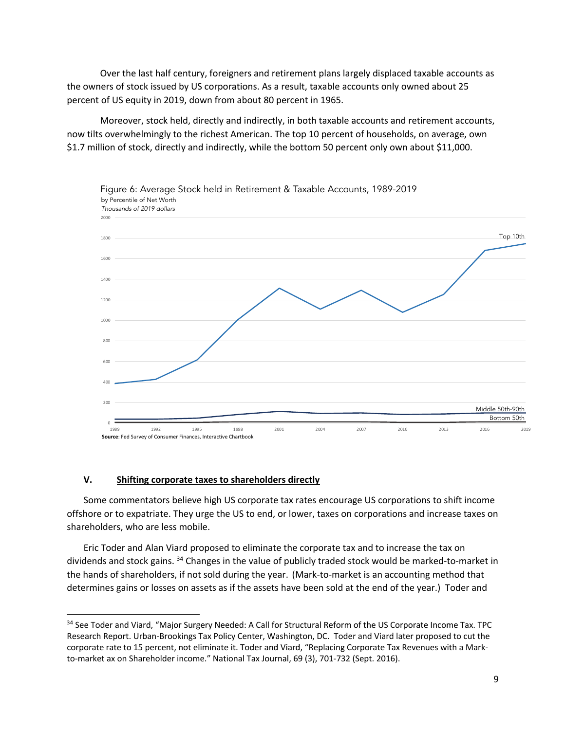Over the last half century, foreigners and retirement plans largely displaced taxable accounts as the owners of stock issued by US corporations. As a result, taxable accounts only owned about 25 percent of US equity in 2019, down from about 80 percent in 1965.

Moreover, stock held, directly and indirectly, in both taxable accounts and retirement accounts, now tilts overwhelmingly to the richest American. The top 10 percent of households, on average, own $1.7 million of stock, directly and indirectly, while the bottom 50 percent only own about $11,000.

Figure 6: Average Stock held in Retirement & Taxable Accounts, 1989-2019
by Percentile of Net Worth
*Thousands of 2019 dollars*

**Source**: Fed Survey of Consumer Finances, Interactive Chartbook

## V. Shifting corporate taxes to shareholders directly

Some commentators believe high US corporate tax rates encourage US corporations to shift income offshore or to expatriate. They urge the US to end, or lower, taxes on corporations and increase taxes on shareholders, who are less mobile.

Eric Toder and Alan Viard proposed to eliminate the corporate tax and to increase the tax on dividends and stock gains. [34] Changes in the value of publicly traded stock would be marked-to-market in the hands of shareholders, if not sold during the year. (Mark-to-market is an accounting method that determines gains or losses on assets as if the assets have been sold at the end of the year.) Toder and

[34] See Toder and Viard, "Major Surgery Needed: A Call for Structural Reform of the US Corporate Income Tax. TPC Research Report. Urban-Brookings Tax Policy Center, Washington, DC. Toder and Viard later proposed to cut the corporate rate to 15 percent, not eliminate it. Toder and Viard, "Replacing Corporate Tax Revenues with a Mark-to-market ax on Shareholder income." National Tax Journal, 69 (3), 701-732 (Sept. 2016).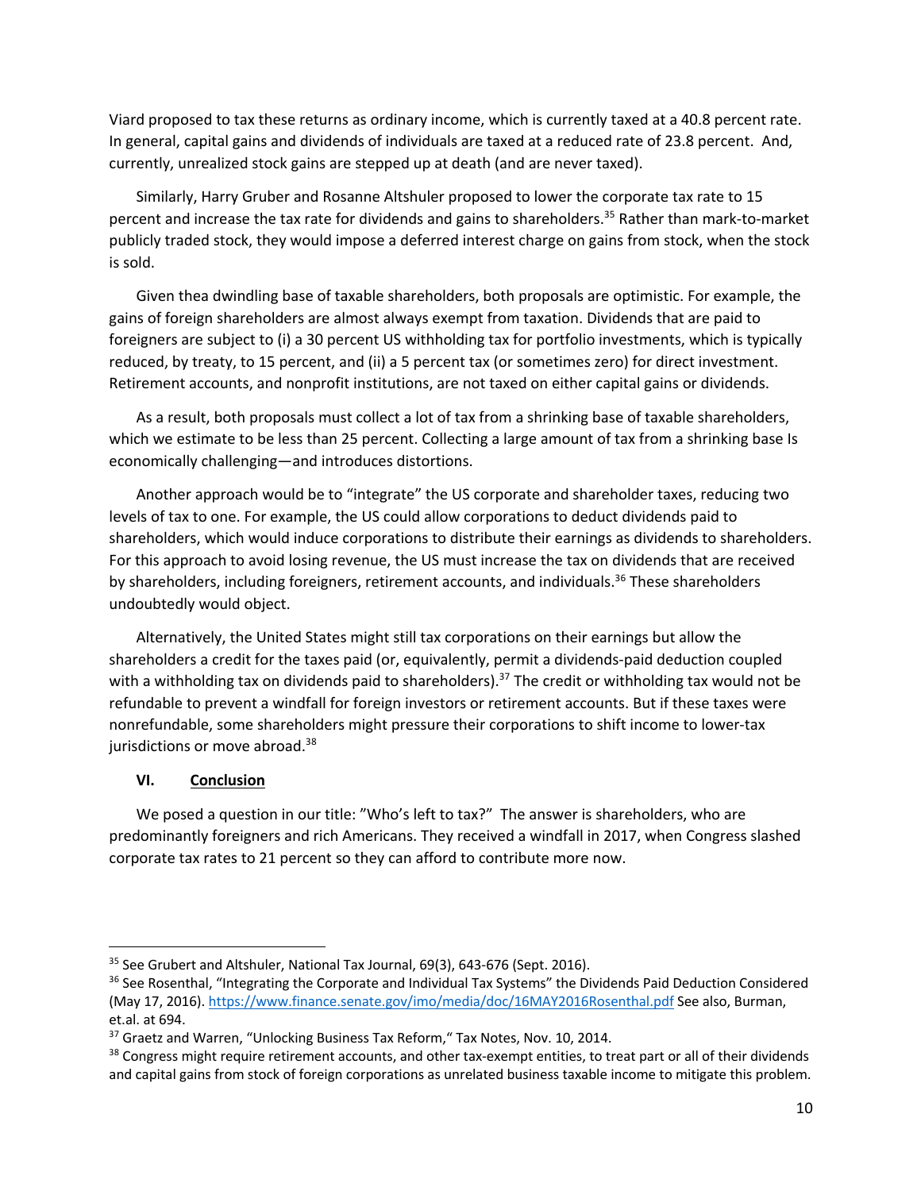Viard proposed to tax these returns as ordinary income, which is currently taxed at a 40.8 percent rate. In general, capital gains and dividends of individuals are taxed at a reduced rate of 23.8 percent. And, currently, unrealized stock gains are stepped up at death (and are never taxed).

Similarly, Harry Gruber and Rosanne Altshuler proposed to lower the corporate tax rate to 15 percent and increase the tax rate for dividends and gains to shareholders.[35] Rather than mark-to-market publicly traded stock, they would impose a deferred interest charge on gains from stock, when the stock is sold.

Given thea dwindling base of taxable shareholders, both proposals are optimistic. For example, the gains of foreign shareholders are almost always exempt from taxation. Dividends that are paid to foreigners are subject to (i) a 30 percent US withholding tax for portfolio investments, which is typically reduced, by treaty, to 15 percent, and (ii) a 5 percent tax (or sometimes zero) for direct investment. Retirement accounts, and nonprofit institutions, are not taxed on either capital gains or dividends.

As a result, both proposals must collect a lot of tax from a shrinking base of taxable shareholders, which we estimate to be less than 25 percent. Collecting a large amount of tax from a shrinking base Is economically challenging—and introduces distortions.

Another approach would be to "integrate" the US corporate and shareholder taxes, reducing two levels of tax to one. For example, the US could allow corporations to deduct dividends paid to shareholders, which would induce corporations to distribute their earnings as dividends to shareholders. For this approach to avoid losing revenue, the US must increase the tax on dividends that are received by shareholders, including foreigners, retirement accounts, and individuals.[36] These shareholders undoubtedly would object.

Alternatively, the United States might still tax corporations on their earnings but allow the shareholders a credit for the taxes paid (or, equivalently, permit a dividends-paid deduction coupled with a withholding tax on dividends paid to shareholders).[37] The credit or withholding tax would not be refundable to prevent a windfall for foreign investors or retirement accounts. But if these taxes were nonrefundable, some shareholders might pressure their corporations to shift income to lower-tax jurisdictions or move abroad.[38]

## VI. Conclusion

We posed a question in our title: "Who's left to tax?" The answer is shareholders, who are predominantly foreigners and rich Americans. They received a windfall in 2017, when Congress slashed corporate tax rates to 21 percent so they can afford to contribute more now.

---

[35] See Grubert and Altshuler, National Tax Journal, 69(3), 643-676 (Sept. 2016).

[36] See Rosenthal, "Integrating the Corporate and Individual Tax Systems" the Dividends Paid Deduction Considered (May 17, 2016). https://www.finance.senate.gov/imo/media/doc/16MAY2016Rosenthal.pdf See also, Burman, et.al. at 694.

[37] Graetz and Warren, "Unlocking Business Tax Reform," Tax Notes, Nov. 10, 2014.

[38] Congress might require retirement accounts, and other tax-exempt entities, to treat part or all of their dividends and capital gains from stock of foreign corporations as unrelated business taxable income to mitigate this problem.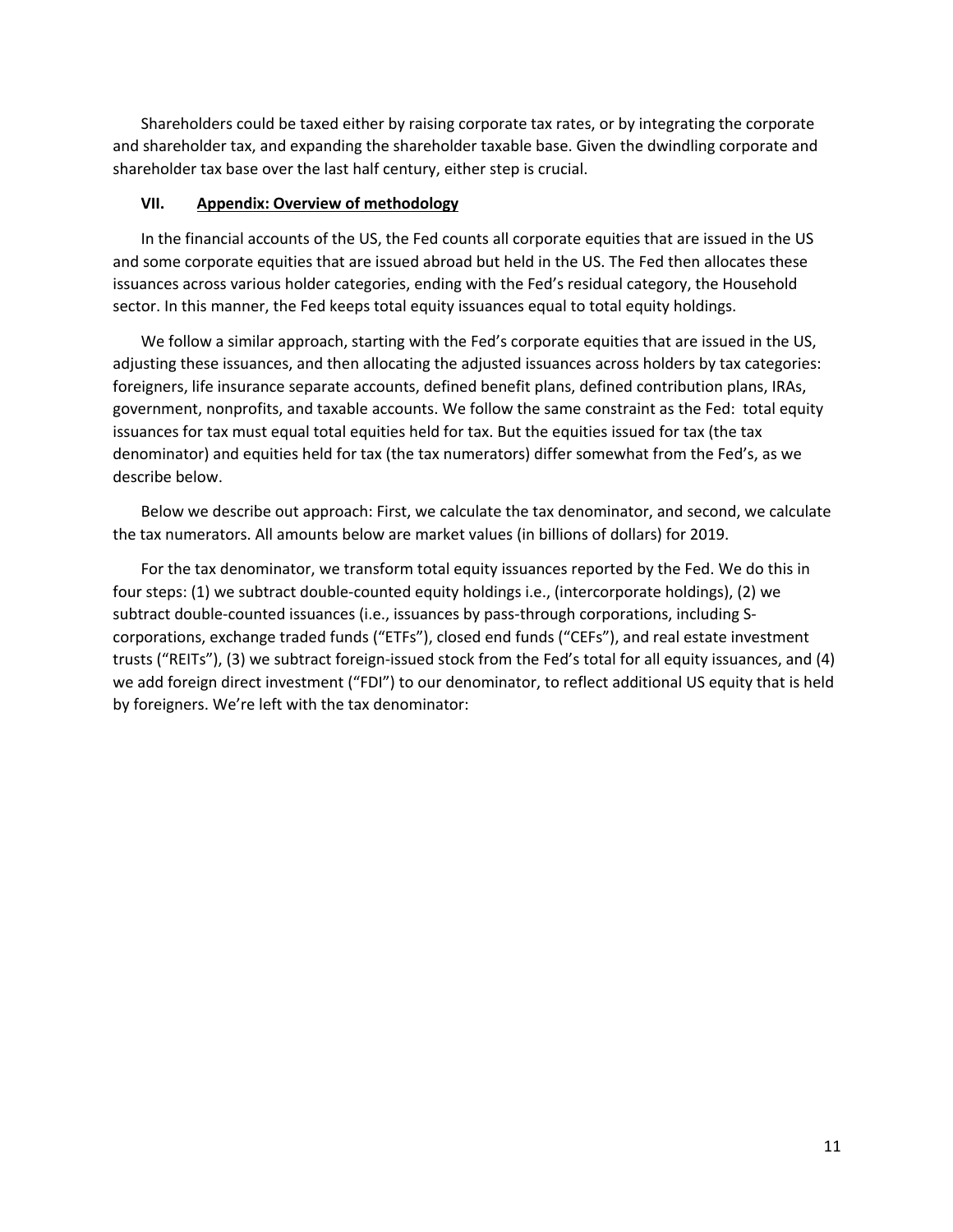Shareholders could be taxed either by raising corporate tax rates, or by integrating the corporate and shareholder tax, and expanding the shareholder taxable base. Given the dwindling corporate and shareholder tax base over the last half century, either step is crucial.

## VII. Appendix: Overview of methodology

In the financial accounts of the US, the Fed counts all corporate equities that are issued in the US and some corporate equities that are issued abroad but held in the US. The Fed then allocates these issuances across various holder categories, ending with the Fed's residual category, the Household sector. In this manner, the Fed keeps total equity issuances equal to total equity holdings.

We follow a similar approach, starting with the Fed's corporate equities that are issued in the US, adjusting these issuances, and then allocating the adjusted issuances across holders by tax categories: foreigners, life insurance separate accounts, defined benefit plans, defined contribution plans, IRAs, government, nonprofits, and taxable accounts. We follow the same constraint as the Fed: total equity issuances for tax must equal total equities held for tax. But the equities issued for tax (the tax denominator) and equities held for tax (the tax numerators) differ somewhat from the Fed's, as we describe below.

Below we describe out approach: First, we calculate the tax denominator, and second, we calculate the tax numerators. All amounts below are market values (in billions of dollars) for 2019.

For the tax denominator, we transform total equity issuances reported by the Fed. We do this in four steps: (1) we subtract double-counted equity holdings i.e., (intercorporate holdings), (2) we subtract double-counted issuances (i.e., issuances by pass-through corporations, including S-corporations, exchange traded funds ("ETFs"), closed end funds ("CEFs"), and real estate investment trusts ("REITs"), (3) we subtract foreign-issued stock from the Fed's total for all equity issuances, and (4) we add foreign direct investment ("FDI") to our denominator, to reflect additional US equity that is held by foreigners. We're left with the tax denominator: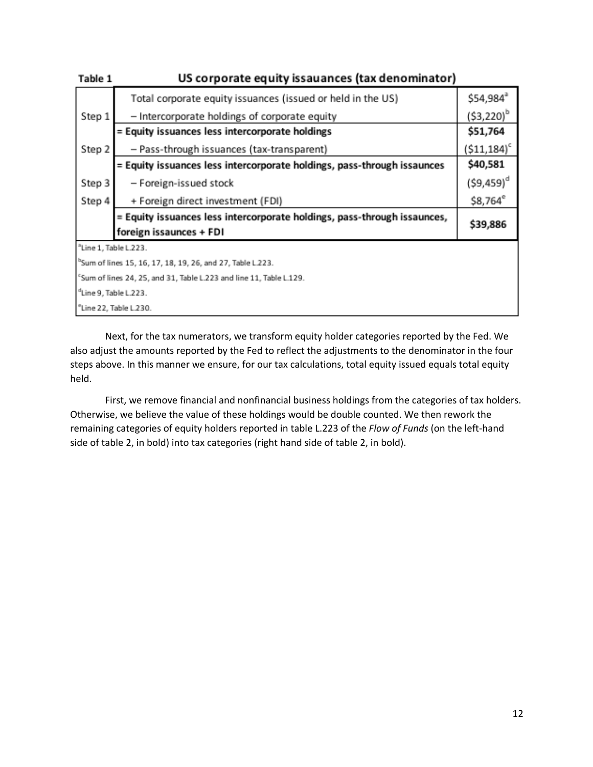Table 1 **US corporate equity issauances (tax denominator)**

| | | |
|---|---|---|
| | Total corporate equity issuances (issued or held in the US) | $54,984[a] |
| Step 1 | – Intercorporate holdings of corporate equity | ($3,220)[b] |
| | **= Equity issuances less intercorporate holdings** | **$51,764** |
| Step 2 | – Pass-through issuances (tax-transparent) | ($11,184)[c] |
| | **= Equity issuances less intercorporate holdings, pass-through issaunces** | **$40,581** |
| Step 3 | – Foreign-issued stock | ($9,459)[d] |
| Step 4 | + Foreign direct investment (FDI) | $8,764[e] |
| | **= Equity issuances less intercorporate holdings, pass-through issaunces, foreign issaunces + FDI** | **$39,886** |

[a]Line 1, Table L.223.

[b]Sum of lines 15, 16, 17, 18, 19, 26, and 27, Table L.223.

[c]Sum of lines 24, 25, and 31, Table L.223 and line 11, Table L.129.

[d]Line 9, Table L.223.

[e]Line 22, Table L.230.

Next, for the tax numerators, we transform equity holder categories reported by the Fed. We also adjust the amounts reported by the Fed to reflect the adjustments to the denominator in the four steps above. In this manner we ensure, for our tax calculations, total equity issued equals total equity held.

First, we remove financial and nonfinancial business holdings from the categories of tax holders. Otherwise, we believe the value of these holdings would be double counted. We then rework the remaining categories of equity holders reported in table L.223 of the *Flow of Funds* (on the left-hand side of table 2, in bold) into tax categories (right hand side of table 2, in bold).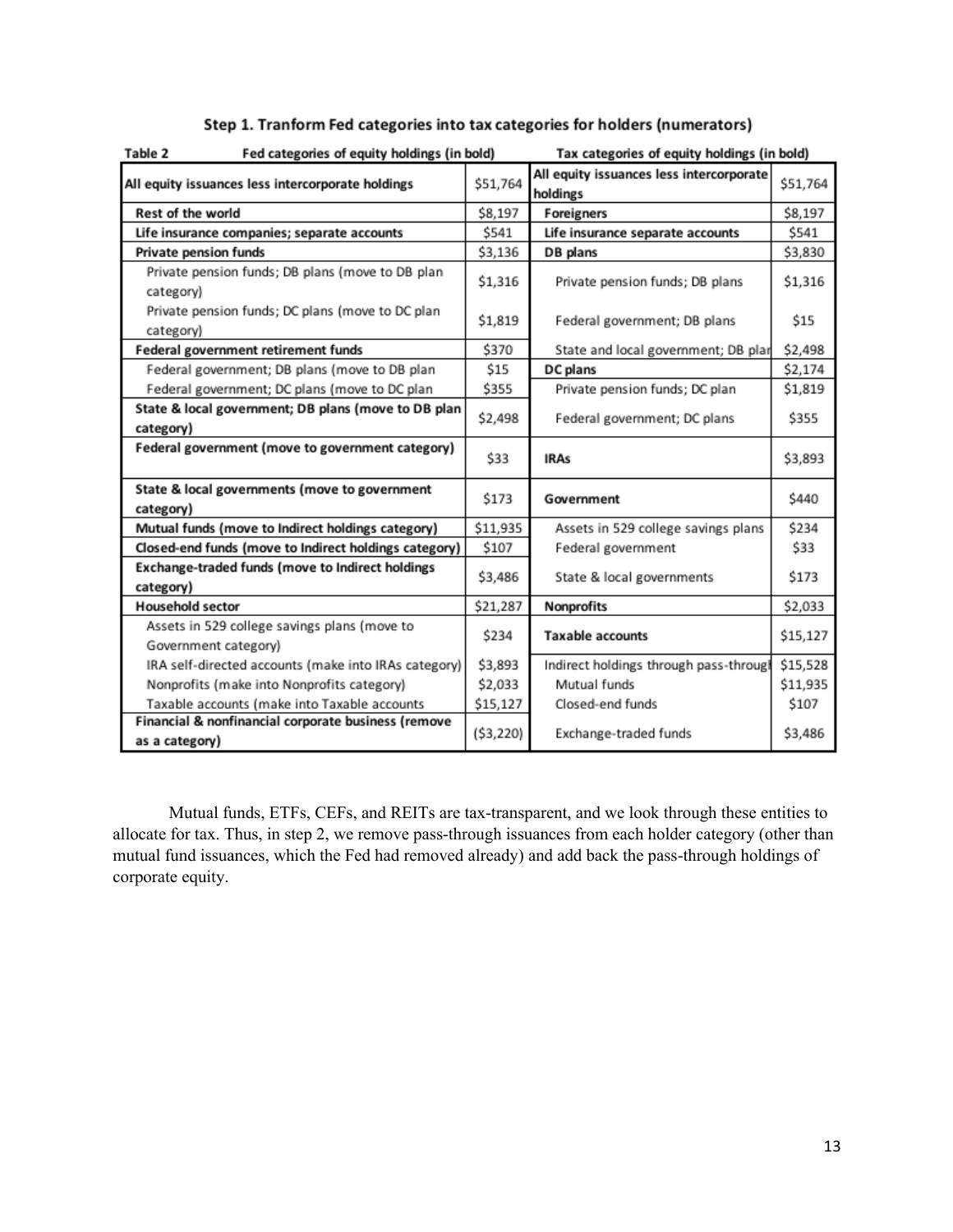### Step 1. Tranform Fed categories into tax categories for holders (numerators)

| Table 2 Fed categories of equity holdings (in bold) | | Tax categories of equity holdings (in bold) | |
|---|---|---|---|
| **All equity issuances less intercorporate holdings** | $51,764 | **All equity issuances less intercorporate holdings** | $51,764 |
| **Rest of the world** | $8,197 | **Foreigners** | $8,197 |
| **Life insurance companies; separate accounts** | $541 | **Life insurance separate accounts** | $541 |
| **Private pension funds** | $3,136 | **DB plans** | $3,830 |
| Private pension funds; DB plans (move to DB plan category) | $1,316 | Private pension funds; DB plans | $1,316 |
| Private pension funds; DC plans (move to DC plan category) | $1,819 | Federal government; DB plans | $15 |
| **Federal government retirement funds** | $370 | State and local government; DB plar | $2,498 |
| Federal government; DB plans (move to DB plan | $15 | **DC plans** | $2,174 |
| Federal government; DC plans (move to DC plan | $355 | Private pension funds; DC plan | $1,819 |
| **State & local government; DB plans (move to DB plan category)** | $2,498 | Federal government; DC plans | $355 |
| **Federal government (move to government category)** | $33 | **IRAs** | $3,893 |
| **State & local governments (move to government category)** | $173 | **Government** | $440 |
| **Mutual funds (move to Indirect holdings category)** | $11,935 | Assets in 529 college savings plans | $234 |
| **Closed-end funds (move to Indirect holdings category)** | $107 | Federal government | $33 |
| **Exchange-traded funds (move to Indirect holdings category)** | $3,486 | State & local governments | $173 |
| **Household sector** | $21,287 | **Nonprofits** | $2,033 |
| Assets in 529 college savings plans (move to Government category) | $234 | **Taxable accounts** | $15,127 |
| IRA self-directed accounts (make into IRAs category) | $3,893 | Indirect holdings through pass-througl | $15,528 |
| Nonprofits (make into Nonprofits category) | $2,033 | Mutual funds | $11,935 |
| Taxable accounts (make into Taxable accounts | $15,127 | Closed-end funds | $107 |
| **Financial & nonfinancial corporate business (remove as a category)** | ($3,220) | Exchange-traded funds | $3,486 |

Mutual funds, ETFs, CEFs, and REITs are tax-transparent, and we look through these entities to allocate for tax. Thus, in step 2, we remove pass-through issuances from each holder category (other than mutual fund issuances, which the Fed had removed already) and add back the pass-through holdings of corporate equity.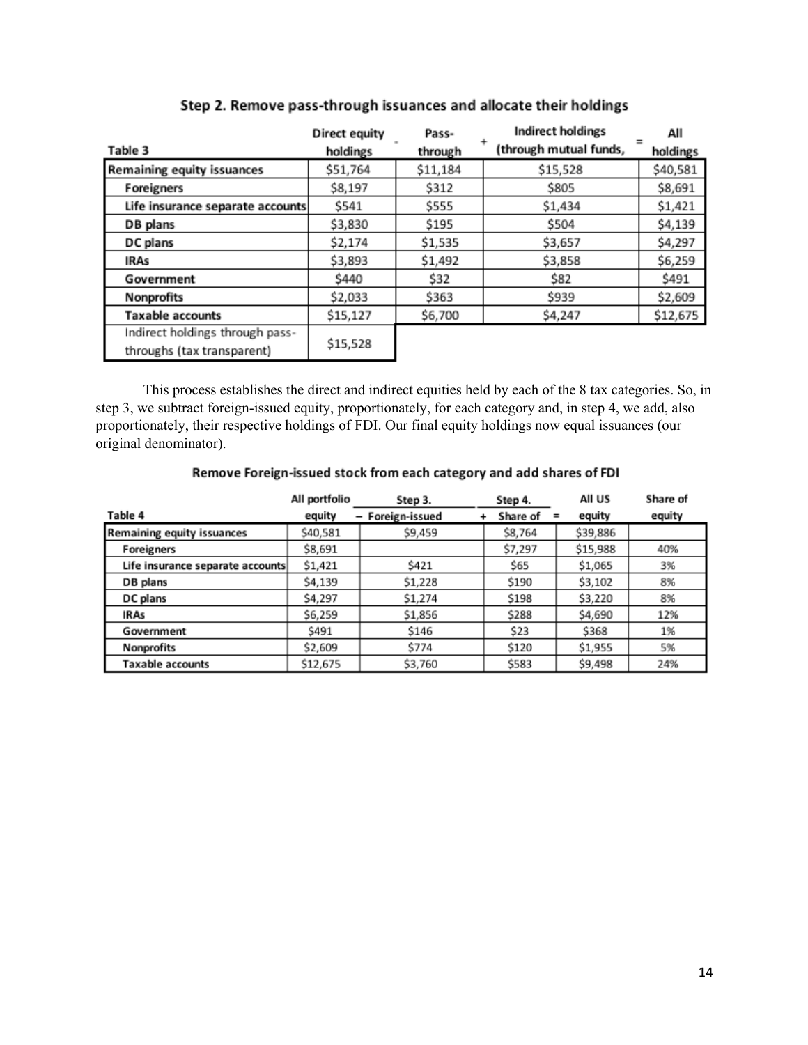### Step 2. Remove pass-through issuances and allocate their holdings

| Table 3 | Direct equity holdings | - Pass-through | + Indirect holdings (through mutual funds, | = All holdings |
|---|---|---|---|---|
| Remaining equity issuances | $51,764 | $11,184 | $15,528 | $40,581 |
| Foreigners | $8,197 | $312 | $805 | $8,691 |
| Life insurance separate accounts | $541 | $555 | $1,434 | $1,421 |
| DB plans | $3,830 | $195 | $504 | $4,139 |
| DC plans | $2,174 | $1,535 | $3,657 | $4,297 |
| IRAs | $3,893 | $1,492 | $3,858 | $6,259 |
| Government | $440 | $32 | $82 | $491 |
| Nonprofits | $2,033 | $363 | $939 | $2,609 |
| Taxable accounts | $15,127 | $6,700 | $4,247 | $12,675 |
| Indirect holdings through pass-throughs (tax transparent) | $15,528 | | | |

This process establishes the direct and indirect equities held by each of the 8 tax categories. So, in step 3, we subtract foreign-issued equity, proportionately, for each category and, in step 4, we add, also proportionately, their respective holdings of FDI. Our final equity holdings now equal issuances (our original denominator).

### Remove Foreign-issued stock from each category and add shares of FDI

| Table 4 | All portfolio equity | Step 3. − Foreign-issued | Step 4. + Share of | = All US equity | Share of equity |
|---|---|---|---|---|---|
| Remaining equity issuances | $40,581 | $9,459 | $8,764 | $39,886 | |
| Foreigners | $8,691 | | $7,297 | $15,988 | 40% |
| Life insurance separate accounts | $1,421 | $421 | $65 | $1,065 | 3% |
| DB plans | $4,139 | $1,228 | $190 | $3,102 | 8% |
| DC plans | $4,297 | $1,274 | $198 | $3,220 | 8% |
| IRAs | $6,259 | $1,856 | $288 | $4,690 | 12% |
| Government | $491 | $146 | $23 | $368 | 1% |
| Nonprofits | $2,609 | $774 | $120 | $1,955 | 5% |
| Taxable accounts | $12,675 | $3,760 | $583 | $9,498 | 24% |